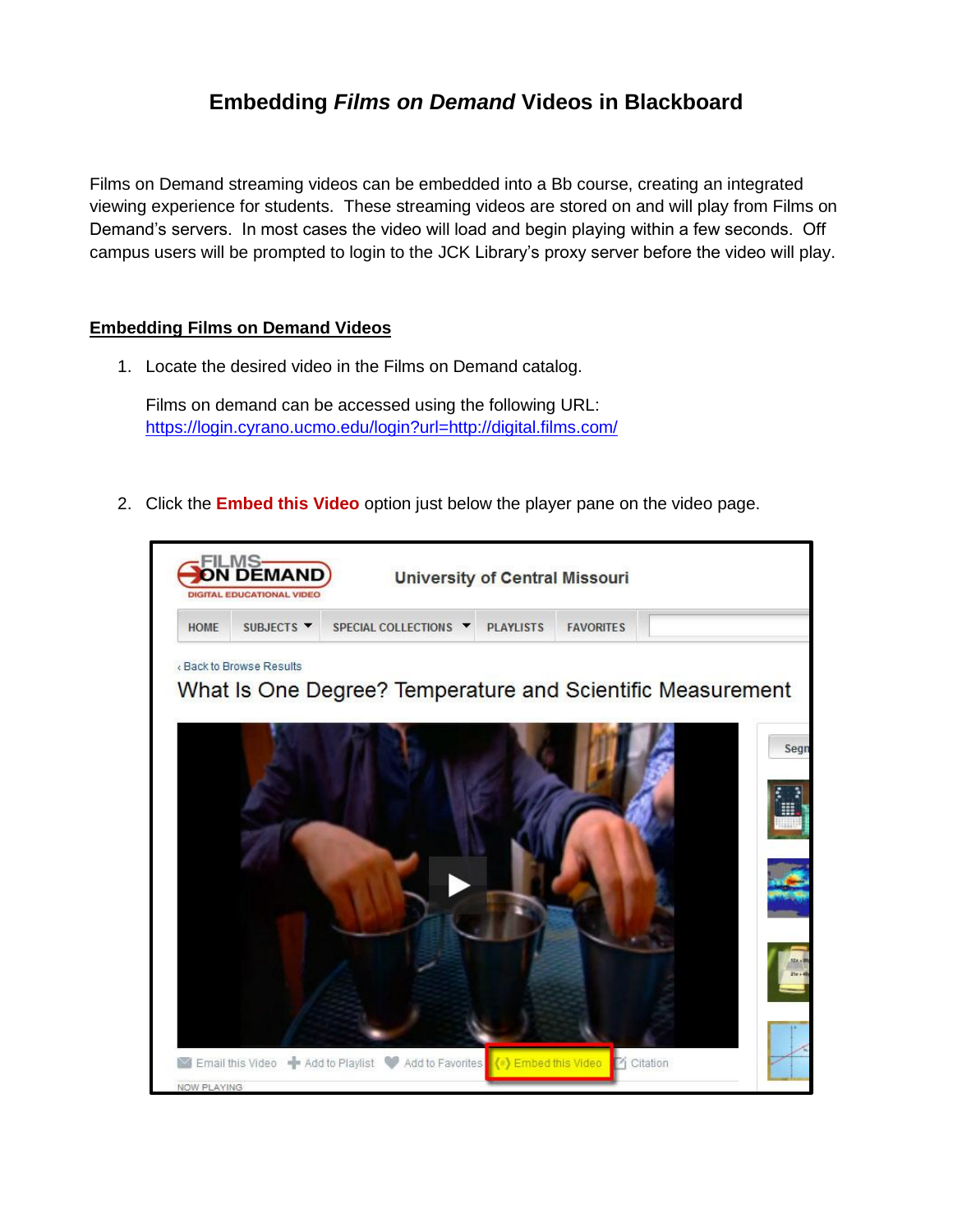# Embedding *Films on Demand* Videos in Blackboard

Films on Demand streaming videos can be embedded into a Bb course, creating an integrated viewing experience for students. These streaming videos are stored on and will play from Films on Demand's servers. In most cases the video will load and begin playing within a few seconds. Off campus users will be prompted to login to the JCK Library's proxy server before the video will play.

## Embedding Films on Demand Videos

1. Locate the desired video in the Films on Demand catalog.

   Films on demand can be accessed using the following URL:
   https://login.cyrano.ucmo.edu/login?url=http://digital.films.com/

2. Click the **Embed this Video** option just below the player pane on the video page.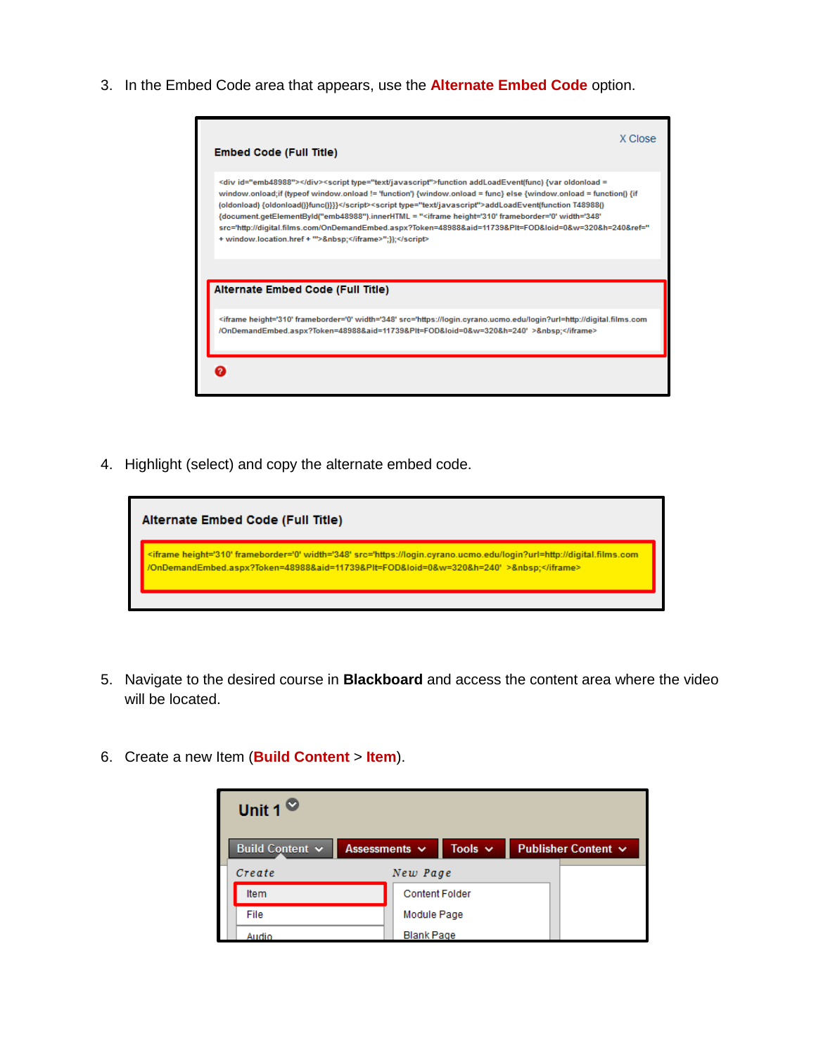3. In the Embed Code area that appears, use the **Alternate Embed Code** option.

**Embed Code (Full Title)**

X Close

```
<div id="emb48988"></div><script type="text/javascript">function addLoadEvent(func) {var oldonload = window.onload;if (typeof window.onload != 'function') {window.onload = func} else {window.onload = function() {if (oldonload) {oldonload()}func()}}}</script><script type="text/javascript">addLoadEvent(function T48988() {document.getElementById("emb48988").innerHTML = "<iframe height='310' frameborder='0' width='348' src='http://digital.films.com/OnDemandEmbed.aspx?Token=48988&aid=11739&Plt=FOD&loid=0&w=320&h=240&ref=" + window.location.href + "'>&nbsp;</iframe>";});</script>
```

**Alternate Embed Code (Full Title)**

```
<iframe height='310' frameborder='0' width='348' src='https://login.cyrano.ucmo.edu/login?url=http://digital.films.com/OnDemandEmbed.aspx?Token=48988&aid=11739&Plt=FOD&loid=0&w=320&h=240' >&nbsp;</iframe>
```

4. Highlight (select) and copy the alternate embed code.

**Alternate Embed Code (Full Title)**

```
<iframe height='310' frameborder='0' width='348' src='https://login.cyrano.ucmo.edu/login?url=http://digital.films.com/OnDemandEmbed.aspx?Token=48988&aid=11739&Plt=FOD&loid=0&w=320&h=240' >&nbsp;</iframe>
```

5. Navigate to the desired course in **Blackboard** and access the content area where the video will be located.

6. Create a new Item (**Build Content** > **Item**).

Unit 1

Build Content | Assessments | Tools | Publisher Content

*Create*: Item, File, Audio

*New Page*: Content Folder, Module Page, Blank Page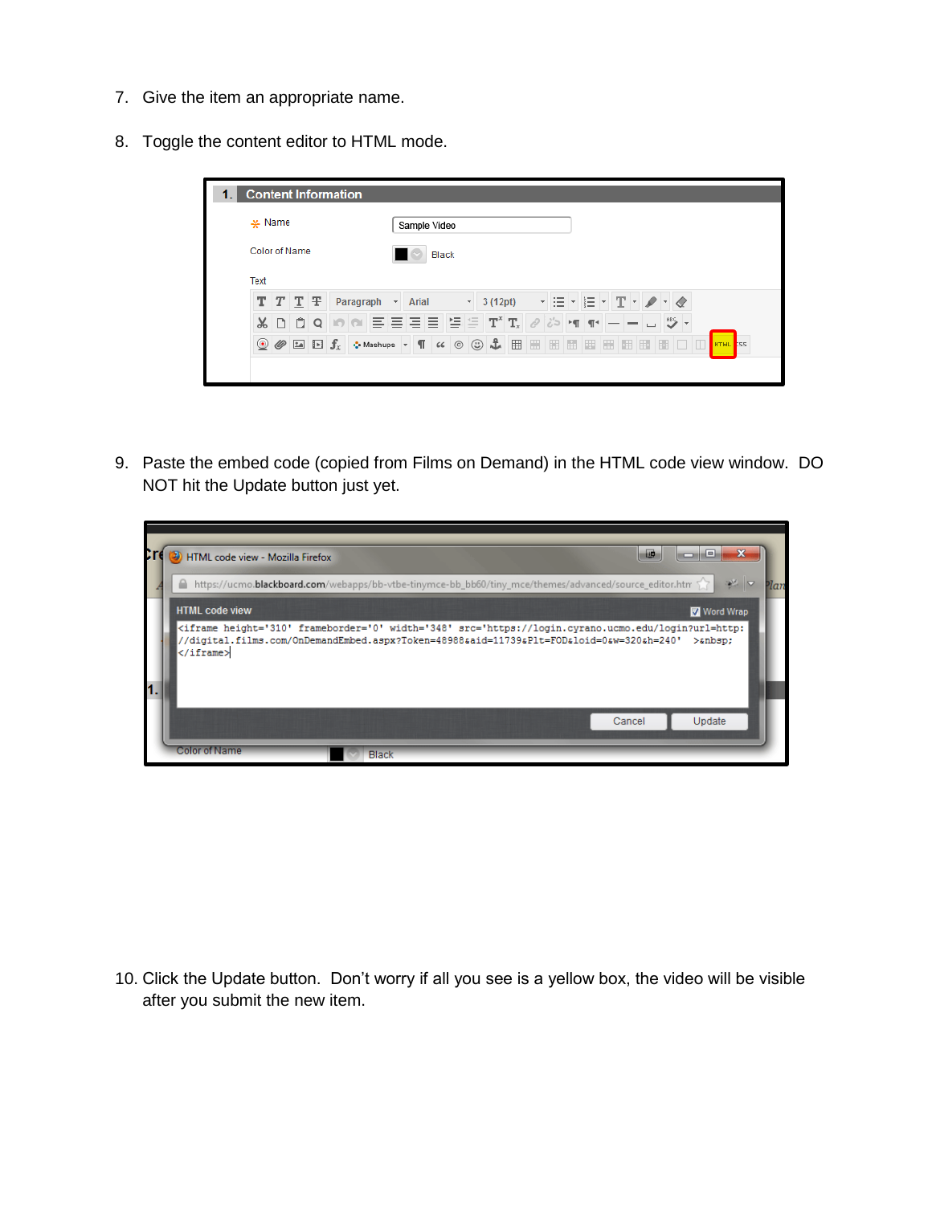7. Give the item an appropriate name.

8. Toggle the content editor to HTML mode.

9. Paste the embed code (copied from Films on Demand) in the HTML code view window. DO NOT hit the Update button just yet.

10. Click the Update button. Don't worry if all you see is a yellow box, the video will be visible after you submit the new item.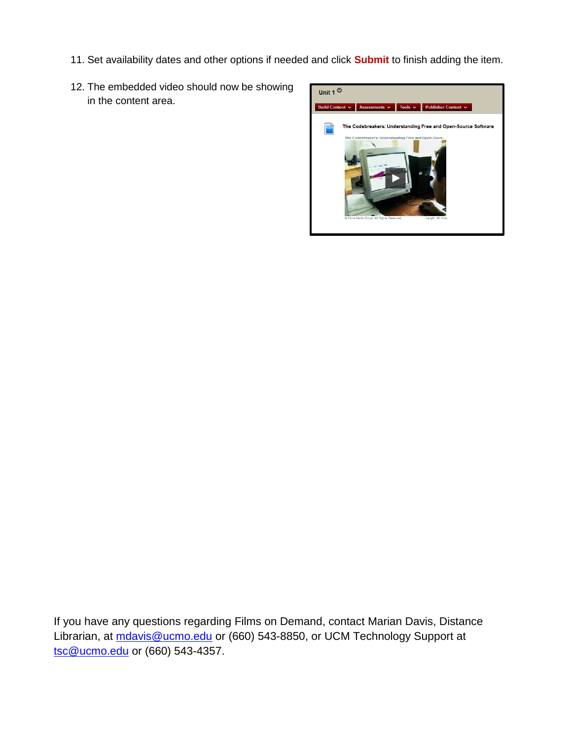11. Set availability dates and other options if needed and click **Submit** to finish adding the item.

12. The embedded video should now be showing in the content area.

If you have any questions regarding Films on Demand, contact Marian Davis, Distance Librarian, at [mdavis@ucmo.edu](mailto:mdavis@ucmo.edu) or (660) 543-8850, or UCM Technology Support at [tsc@ucmo.edu](mailto:tsc@ucmo.edu) or (660) 543-4357.